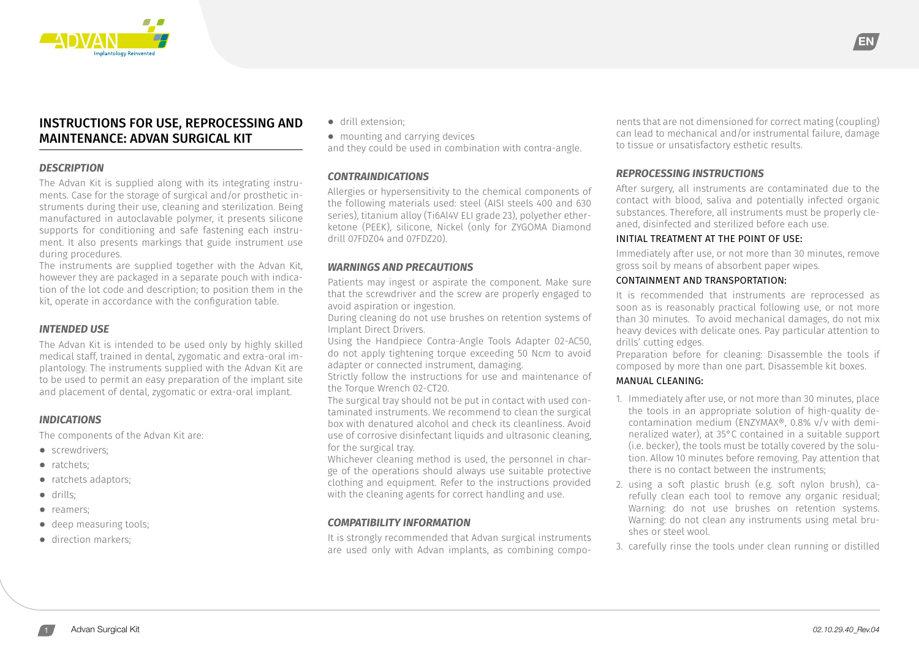# INSTRUCTIONS FOR USE, REPROCESSING AND MAINTENANCE: ADVAN SURGICAL KIT

### *DESCRIPTION*

The Advan Kit is supplied along with its integrating instruments. Case for the storage of surgical and/or prosthetic instruments during their use, cleaning and sterilization. Being manufactured in autoclavable polymer, it presents silicone supports for conditioning and safe fastening each instrument. It also presents markings that guide instrument use during procedures.
The instruments are supplied together with the Advan Kit, however they are packaged in a separate pouch with indication of the lot code and description; to position them in the kit, operate in accordance with the configuration table.

### *INTENDED USE*

The Advan Kit is intended to be used only by highly skilled medical staff, trained in dental, zygomatic and extra-oral implantology. The instruments supplied with the Advan Kit are to be used to permit an easy preparation of the implant site and placement of dental, zygomatic or extra-oral implant.

### *INDICATIONS*

The components of the Advan Kit are:

- screwdrivers;
- ratchets;
- ratchets adaptors;
- drills;
- reamers;
- deep measuring tools;
- direction markers;
- drill extension;
- mounting and carrying devices

and they could be used in combination with contra-angle.

### *CONTRAINDICATIONS*

Allergies or hypersensitivity to the chemical components of the following materials used: steel (AISI steels 400 and 630 series), titanium alloy (Ti6Al4V ELI grade 23), polyether etherketone (PEEK), silicone, Nickel (only for ZYGOMA Diamond drill 07FDZ04 and 07FDZ20).

### *WARNINGS AND PRECAUTIONS*

Patients may ingest or aspirate the component. Make sure that the screwdriver and the screw are properly engaged to avoid aspiration or ingestion.
During cleaning do not use brushes on retention systems of Implant Direct Drivers.
Using the Handpiece Contra-Angle Tools Adapter 02-AC50, do not apply tightening torque exceeding 50 Ncm to avoid adapter or connected instrument, damaging.
Strictly follow the instructions for use and maintenance of the Torque Wrench 02-CT20.
The surgical tray should not be put in contact with used contaminated instruments. We recommend to clean the surgical box with denatured alcohol and check its cleanliness. Avoid use of corrosive disinfectant liquids and ultrasonic cleaning, for the surgical tray.
Whichever cleaning method is used, the personnel in charge of the operations should always use suitable protective clothing and equipment. Refer to the instructions provided with the cleaning agents for correct handling and use.

### *COMPATIBILITY INFORMATION*

It is strongly recommended that Advan surgical instruments are used only with Advan implants, as combining components that are not dimensioned for correct mating (coupling) can lead to mechanical and/or instrumental failure, damage to tissue or unsatisfactory esthetic results.

### *REPROCESSING INSTRUCTIONS*

After surgery, all instruments are contaminated due to the contact with blood, saliva and potentially infected organic substances. Therefore, all instruments must be properly cleaned, disinfected and sterilized before each use.

#### INITIAL TREATMENT AT THE POINT OF USE:

Immediately after use, or not more than 30 minutes, remove gross soil by means of absorbent paper wipes.

#### CONTAINMENT AND TRANSPORTATION:

It is recommended that instruments are reprocessed as soon as is reasonably practical following use, or not more than 30 minutes. To avoid mechanical damages, do not mix heavy devices with delicate ones. Pay particular attention to drills' cutting edges.
Preparation before for cleaning: Disassemble the tools if composed by more than one part. Disassemble kit boxes.

#### MANUAL CLEANING:

1. Immediately after use, or not more than 30 minutes, place the tools in an appropriate solution of high-quality decontamination medium (ENZYMAX®, 0.8% v/v with demineralized water), at 35°C contained in a suitable support (i.e. becker), the tools must be totally covered by the solution. Allow 10 minutes before removing. Pay attention that there is no contact between the instruments;
2. using a soft plastic brush (e.g. soft nylon brush), carefully clean each tool to remove any organic residual; Warning: do not use brushes on retention systems. Warning: do not clean any instruments using metal brushes or steel wool.
3. carefully rinse the tools under clean running or distilled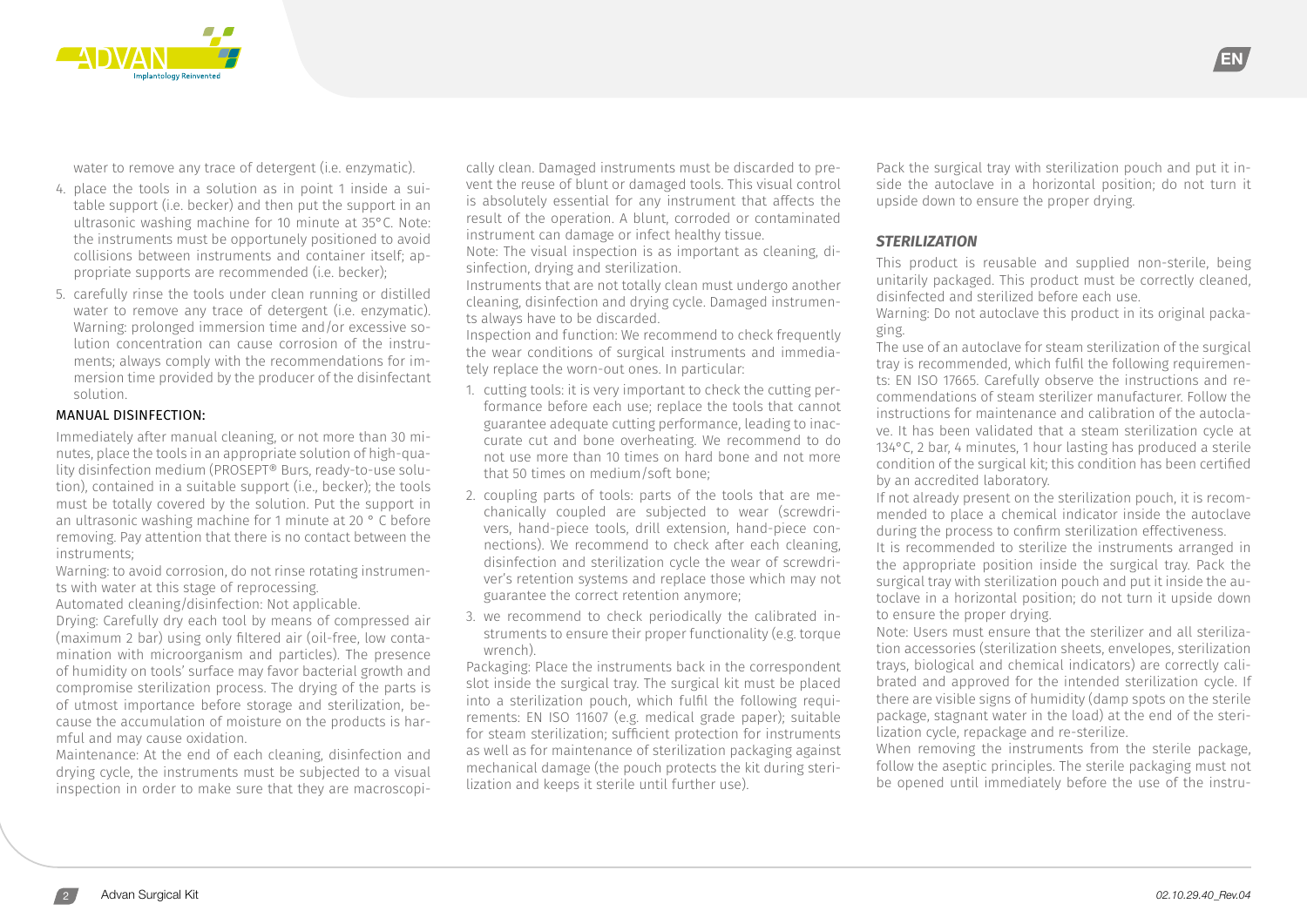water to remove any trace of detergent (i.e. enzymatic).

4. place the tools in a solution as in point 1 inside a suitable support (i.e. becker) and then put the support in an ultrasonic washing machine for 10 minute at 35°C. Note: the instruments must be opportunely positioned to avoid collisions between instruments and container itself; appropriate supports are recommended (i.e. becker);
5. carefully rinse the tools under clean running or distilled water to remove any trace of detergent (i.e. enzymatic). Warning: prolonged immersion time and/or excessive solution concentration can cause corrosion of the instruments; always comply with the recommendations for immersion time provided by the producer of the disinfectant solution.

MANUAL DISINFECTION:

Immediately after manual cleaning, or not more than 30 minutes, place the tools in an appropriate solution of high-quality disinfection medium (PROSEPT® Burs, ready-to-use solution), contained in a suitable support (i.e., becker); the tools must be totally covered by the solution. Put the support in an ultrasonic washing machine for 1 minute at 20 ° C before removing. Pay attention that there is no contact between the instruments;

Warning: to avoid corrosion, do not rinse rotating instruments with water at this stage of reprocessing.

Automated cleaning/disinfection: Not applicable.

Drying: Carefully dry each tool by means of compressed air (maximum 2 bar) using only filtered air (oil-free, low contamination with microorganism and particles). The presence of humidity on tools' surface may favor bacterial growth and compromise sterilization process. The drying of the parts is of utmost importance before storage and sterilization, because the accumulation of moisture on the products is harmful and may cause oxidation.

Maintenance: At the end of each cleaning, disinfection and drying cycle, the instruments must be subjected to a visual inspection in order to make sure that they are macroscopically clean. Damaged instruments must be discarded to prevent the reuse of blunt or damaged tools. This visual control is absolutely essential for any instrument that affects the result of the operation. A blunt, corroded or contaminated instrument can damage or infect healthy tissue.

Note: The visual inspection is as important as cleaning, disinfection, drying and sterilization.

Instruments that are not totally clean must undergo another cleaning, disinfection and drying cycle. Damaged instruments always have to be discarded.

Inspection and function: We recommend to check frequently the wear conditions of surgical instruments and immediately replace the worn-out ones. In particular:

1. cutting tools: it is very important to check the cutting performance before each use; replace the tools that cannot guarantee adequate cutting performance, leading to inaccurate cut and bone overheating. We recommend to do not use more than 10 times on hard bone and not more that 50 times on medium/soft bone;
2. coupling parts of tools: parts of the tools that are mechanically coupled are subjected to wear (screwdrivers, hand-piece tools, drill extension, hand-piece connections). We recommend to check after each cleaning, disinfection and sterilization cycle the wear of screwdriver's retention systems and replace those which may not guarantee the correct retention anymore;
3. we recommend to check periodically the calibrated instruments to ensure their proper functionality (e.g. torque wrench).

Packaging: Place the instruments back in the correspondent slot inside the surgical tray. The surgical kit must be placed into a sterilization pouch, which fulfil the following requirements: EN ISO 11607 (e.g. medical grade paper); suitable for steam sterilization; sufficient protection for instruments as well as for maintenance of sterilization packaging against mechanical damage (the pouch protects the kit during sterilization and keeps it sterile until further use).

Pack the surgical tray with sterilization pouch and put it inside the autoclave in a horizontal position; do not turn it upside down to ensure the proper drying.

### *STERILIZATION*

This product is reusable and supplied non-sterile, being unitarily packaged. This product must be correctly cleaned, disinfected and sterilized before each use.

Warning: Do not autoclave this product in its original packaging.

The use of an autoclave for steam sterilization of the surgical tray is recommended, which fulfil the following requirements: EN ISO 17665. Carefully observe the instructions and recommendations of steam sterilizer manufacturer. Follow the instructions for maintenance and calibration of the autoclave. It has been validated that a steam sterilization cycle at 134°C, 2 bar, 4 minutes, 1 hour lasting has produced a sterile condition of the surgical kit; this condition has been certified by an accredited laboratory.

If not already present on the sterilization pouch, it is recommended to place a chemical indicator inside the autoclave during the process to confirm sterilization effectiveness.

It is recommended to sterilize the instruments arranged in the appropriate position inside the surgical tray. Pack the surgical tray with sterilization pouch and put it inside the autoclave in a horizontal position; do not turn it upside down to ensure the proper drying.

Note: Users must ensure that the sterilizer and all sterilization accessories (sterilization sheets, envelopes, sterilization trays, biological and chemical indicators) are correctly calibrated and approved for the intended sterilization cycle. If there are visible signs of humidity (damp spots on the sterile package, stagnant water in the load) at the end of the sterilization cycle, repackage and re-sterilize.

When removing the instruments from the sterile package, follow the aseptic principles. The sterile packaging must not be opened until immediately before the use of the instru-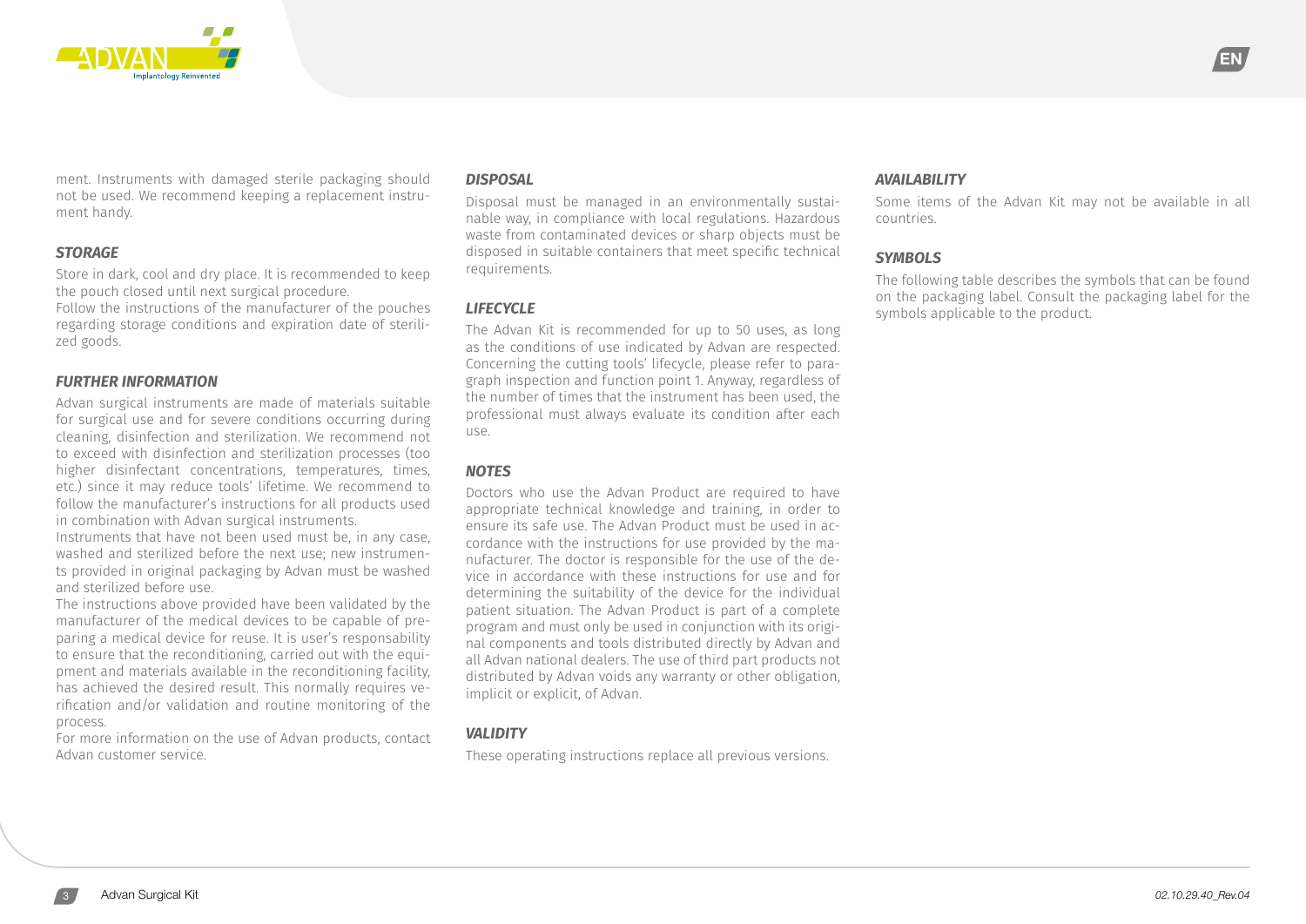ment. Instruments with damaged sterile packaging should not be used. We recommend keeping a replacement instrument handy.

### *STORAGE*

Store in dark, cool and dry place. It is recommended to keep the pouch closed until next surgical procedure.
Follow the instructions of the manufacturer of the pouches regarding storage conditions and expiration date of sterilized goods.

### *FURTHER INFORMATION*

Advan surgical instruments are made of materials suitable for surgical use and for severe conditions occurring during cleaning, disinfection and sterilization. We recommend not to exceed with disinfection and sterilization processes (too higher disinfectant concentrations, temperatures, times, etc.) since it may reduce tools' lifetime. We recommend to follow the manufacturer's instructions for all products used in combination with Advan surgical instruments.
Instruments that have not been used must be, in any case, washed and sterilized before the next use; new instruments provided in original packaging by Advan must be washed and sterilized before use.
The instructions above provided have been validated by the manufacturer of the medical devices to be capable of preparing a medical device for reuse. It is user's responsability to ensure that the reconditioning, carried out with the equipment and materials available in the reconditioning facility, has achieved the desired result. This normally requires verification and/or validation and routine monitoring of the process.
For more information on the use of Advan products, contact Advan customer service.

### *DISPOSAL*

Disposal must be managed in an environmentally sustainable way, in compliance with local regulations. Hazardous waste from contaminated devices or sharp objects must be disposed in suitable containers that meet specific technical requirements.

### *LIFECYCLE*

The Advan Kit is recommended for up to 50 uses, as long as the conditions of use indicated by Advan are respected. Concerning the cutting tools' lifecycle, please refer to paragraph inspection and function point 1. Anyway, regardless of the number of times that the instrument has been used, the professional must always evaluate its condition after each use.

### *NOTES*

Doctors who use the Advan Product are required to have appropriate technical knowledge and training, in order to ensure its safe use. The Advan Product must be used in accordance with the instructions for use provided by the manufacturer. The doctor is responsible for the use of the device in accordance with these instructions for use and for determining the suitability of the device for the individual patient situation. The Advan Product is part of a complete program and must only be used in conjunction with its original components and tools distributed directly by Advan and all Advan national dealers. The use of third part products not distributed by Advan voids any warranty or other obligation, implicit or explicit, of Advan.

### *VALIDITY*

These operating instructions replace all previous versions.

### *AVAILABILITY*

Some items of the Advan Kit may not be available in all countries.

### *SYMBOLS*

The following table describes the symbols that can be found on the packaging label. Consult the packaging label for the symbols applicable to the product.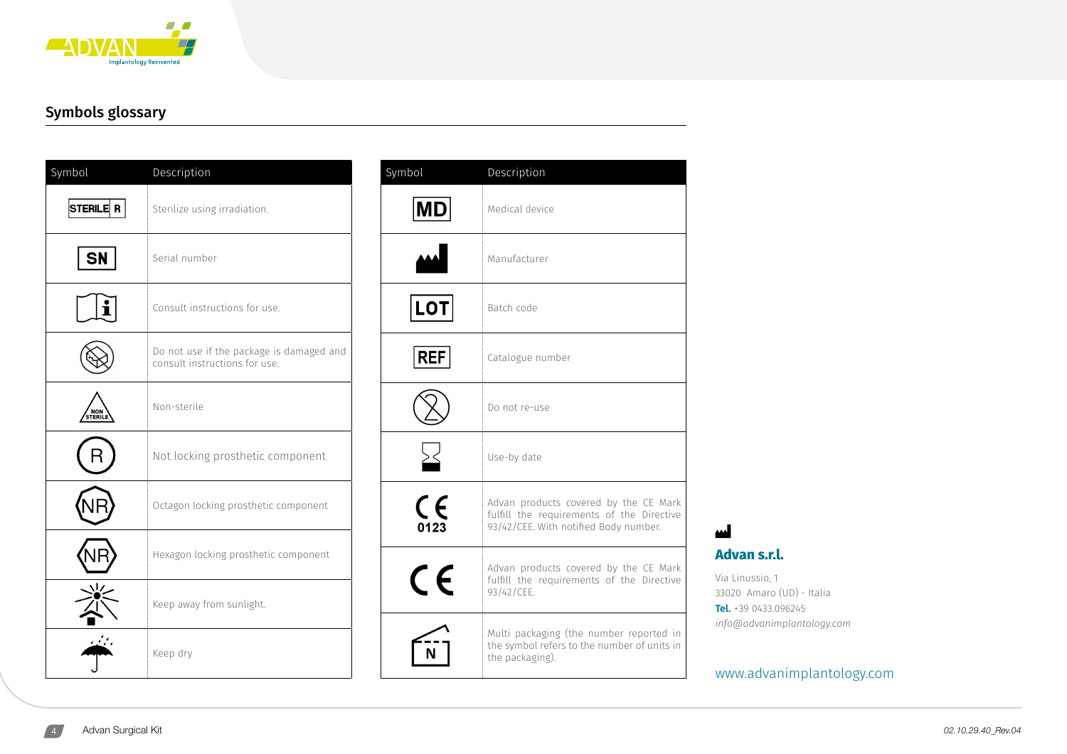## Symbols glossary

| Symbol | Description |
|---|---|
| STERILE R | Sterilize using irradiation. |
| SN | Serial number |
| | Consult instructions for use. |
| | Do not use if the package is damaged and consult instructions for use. |
| NON STERILE | Non-sterile |
| R | Not locking prosthetic component |
| NR | Octagon locking prosthetic component |
| NR | Hexagon locking prosthetic component |
| | Keep away from sunlight. |
| | Keep dry |

| Symbol | Description |
|---|---|
| MD | Medical device |
| | Manufacturer |
| LOT | Batch code |
| REF | Catalogue number |
| | Do not re-use |
| | Use-by date |
| CE 0123 | Advan products covered by the CE Mark fulfill the requirements of the Directive 93/42/CEE. With notified Body number. |
| CE | Advan products covered by the CE Mark fulfill the requirements of the Directive 93/42/CEE. |
| N | Multi packaging (the number reported in the symbol refers to the number of units in the packaging). |

**Advan s.r.l.**

Via Linussio, 1
33020 Amaro (UD) - Italia
**Tel.** +39 0433.096245
*info@advanimplantology.com*

www.advanimplantology.com